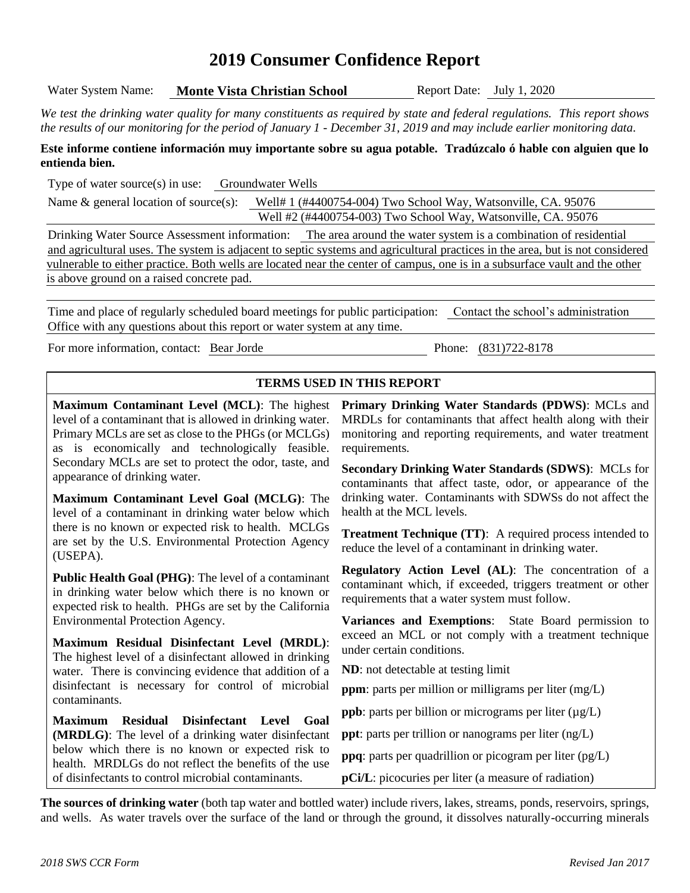# 2019 Consumer Confidence Report

Water System Name: **Monte Vista Christian School** Report Date: July 1, 2020

*We test the drinking water quality for many constituents as required by state and federal regulations. This report shows the results of our monitoring for the period of January 1 - December 31, 2019 and may include earlier monitoring data.*

**Este informe contiene información muy importante sobre su agua potable. Tradúzcalo ó hable con alguien que lo entienda bien.**

Type of water source(s) in use: Groundwater Wells

Name & general location of source(s): Well# 1 (#4400754-004) Two School Way, Watsonville, CA. 95076
Well #2 (#4400754-003) Two School Way, Watsonville, CA. 95076

Drinking Water Source Assessment information: The area around the water system is a combination of residential and agricultural uses. The system is adjacent to septic systems and agricultural practices in the area, but is not considered vulnerable to either practice. Both wells are located near the center of campus, one is in a subsurface vault and the other is above ground on a raised concrete pad.

Time and place of regularly scheduled board meetings for public participation: Contact the school's administration Office with any questions about this report or water system at any time.

For more information, contact: Bear Jorde Phone: (831)722-8178

## TERMS USED IN THIS REPORT

**Maximum Contaminant Level (MCL)**: The highest level of a contaminant that is allowed in drinking water. Primary MCLs are set as close to the PHGs (or MCLGs) as is economically and technologically feasible. Secondary MCLs are set to protect the odor, taste, and appearance of drinking water.

**Maximum Contaminant Level Goal (MCLG)**: The level of a contaminant in drinking water below which there is no known or expected risk to health. MCLGs are set by the U.S. Environmental Protection Agency (USEPA).

**Public Health Goal (PHG)**: The level of a contaminant in drinking water below which there is no known or expected risk to health. PHGs are set by the California Environmental Protection Agency.

**Maximum Residual Disinfectant Level (MRDL)**: The highest level of a disinfectant allowed in drinking water. There is convincing evidence that addition of a disinfectant is necessary for control of microbial contaminants.

**Maximum Residual Disinfectant Level Goal (MRDLG)**: The level of a drinking water disinfectant below which there is no known or expected risk to health. MRDLGs do not reflect the benefits of the use of disinfectants to control microbial contaminants.

**Primary Drinking Water Standards (PDWS)**: MCLs and MRDLs for contaminants that affect health along with their monitoring and reporting requirements, and water treatment requirements.

**Secondary Drinking Water Standards (SDWS)**: MCLs for contaminants that affect taste, odor, or appearance of the drinking water. Contaminants with SDWSs do not affect the health at the MCL levels.

**Treatment Technique (TT)**: A required process intended to reduce the level of a contaminant in drinking water.

**Regulatory Action Level (AL)**: The concentration of a contaminant which, if exceeded, triggers treatment or other requirements that a water system must follow.

**Variances and Exemptions**: State Board permission to exceed an MCL or not comply with a treatment technique under certain conditions.

**ND**: not detectable at testing limit

**ppm**: parts per million or milligrams per liter (mg/L)

**ppb**: parts per billion or micrograms per liter (µg/L)

**ppt**: parts per trillion or nanograms per liter (ng/L)

**ppq**: parts per quadrillion or picogram per liter (pg/L)

**pCi/L**: picocuries per liter (a measure of radiation)

**The sources of drinking water** (both tap water and bottled water) include rivers, lakes, streams, ponds, reservoirs, springs, and wells. As water travels over the surface of the land or through the ground, it dissolves naturally-occurring minerals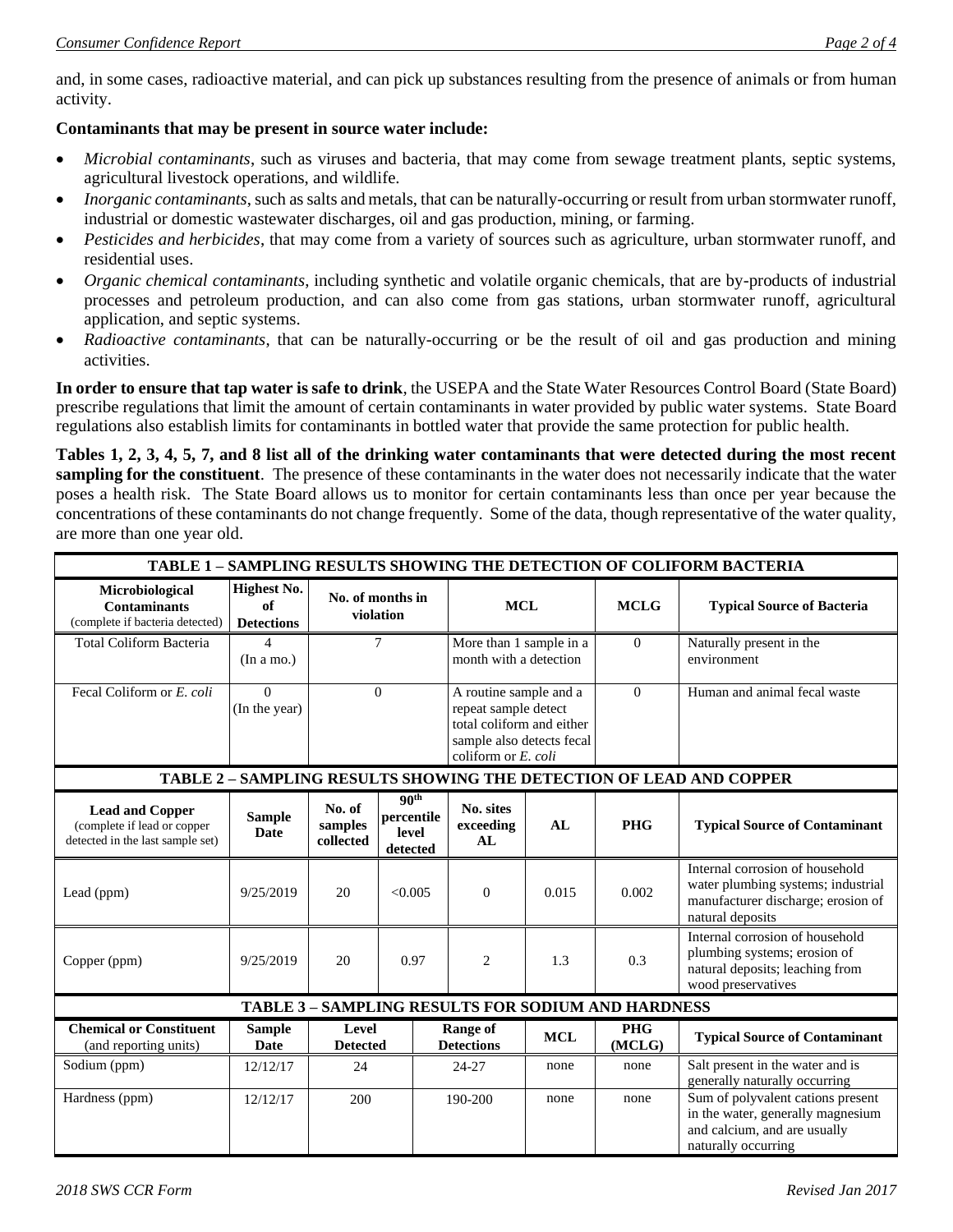and, in some cases, radioactive material, and can pick up substances resulting from the presence of animals or from human activity.

**Contaminants that may be present in source water include:**

- *Microbial contaminants*, such as viruses and bacteria, that may come from sewage treatment plants, septic systems, agricultural livestock operations, and wildlife.
- *Inorganic contaminants*, such as salts and metals, that can be naturally-occurring or result from urban stormwater runoff, industrial or domestic wastewater discharges, oil and gas production, mining, or farming.
- *Pesticides and herbicides*, that may come from a variety of sources such as agriculture, urban stormwater runoff, and residential uses.
- *Organic chemical contaminants*, including synthetic and volatile organic chemicals, that are by-products of industrial processes and petroleum production, and can also come from gas stations, urban stormwater runoff, agricultural application, and septic systems.
- *Radioactive contaminants*, that can be naturally-occurring or be the result of oil and gas production and mining activities.

**In order to ensure that tap water is safe to drink**, the USEPA and the State Water Resources Control Board (State Board) prescribe regulations that limit the amount of certain contaminants in water provided by public water systems. State Board regulations also establish limits for contaminants in bottled water that provide the same protection for public health.

**Tables 1, 2, 3, 4, 5, 7, and 8 list all of the drinking water contaminants that were detected during the most recent sampling for the constituent**. The presence of these contaminants in the water does not necessarily indicate that the water poses a health risk. The State Board allows us to monitor for certain contaminants less than once per year because the concentrations of these contaminants do not change frequently. Some of the data, though representative of the water quality, are more than one year old.

**TABLE 1 – SAMPLING RESULTS SHOWING THE DETECTION OF COLIFORM BACTERIA**

| Microbiological Contaminants (complete if bacteria detected) | Highest No. of Detections | No. of months in violation | MCL | MCLG | Typical Source of Bacteria |
|---|---|---|---|---|---|
| Total Coliform Bacteria | 4 (In a mo.) | 7 | More than 1 sample in a month with a detection | 0 | Naturally present in the environment |
| Fecal Coliform or *E. coli* | 0 (In the year) | 0 | A routine sample and a repeat sample detect total coliform and either sample also detects fecal coliform or *E. coli* | 0 | Human and animal fecal waste |

**TABLE 2 – SAMPLING RESULTS SHOWING THE DETECTION OF LEAD AND COPPER**

| Lead and Copper (complete if lead or copper detected in the last sample set) | Sample Date | No. of samples collected | 90th percentile level detected | No. sites exceeding AL | AL | PHG | Typical Source of Contaminant |
|---|---|---|---|---|---|---|---|
| Lead (ppm) | 9/25/2019 | 20 | <0.005 | 0 | 0.015 | 0.002 | Internal corrosion of household water plumbing systems; industrial manufacturer discharge; erosion of natural deposits |
| Copper (ppm) | 9/25/2019 | 20 | 0.97 | 2 | 1.3 | 0.3 | Internal corrosion of household plumbing systems; erosion of natural deposits; leaching from wood preservatives |

**TABLE 3 – SAMPLING RESULTS FOR SODIUM AND HARDNESS**

| Chemical or Constituent (and reporting units) | Sample Date | Level Detected | Range of Detections | MCL | PHG (MCLG) | Typical Source of Contaminant |
|---|---|---|---|---|---|---|
| Sodium (ppm) | 12/12/17 | 24 | 24-27 | none | none | Salt present in the water and is generally naturally occurring |
| Hardness (ppm) | 12/12/17 | 200 | 190-200 | none | none | Sum of polyvalent cations present in the water, generally magnesium and calcium, and are usually naturally occurring |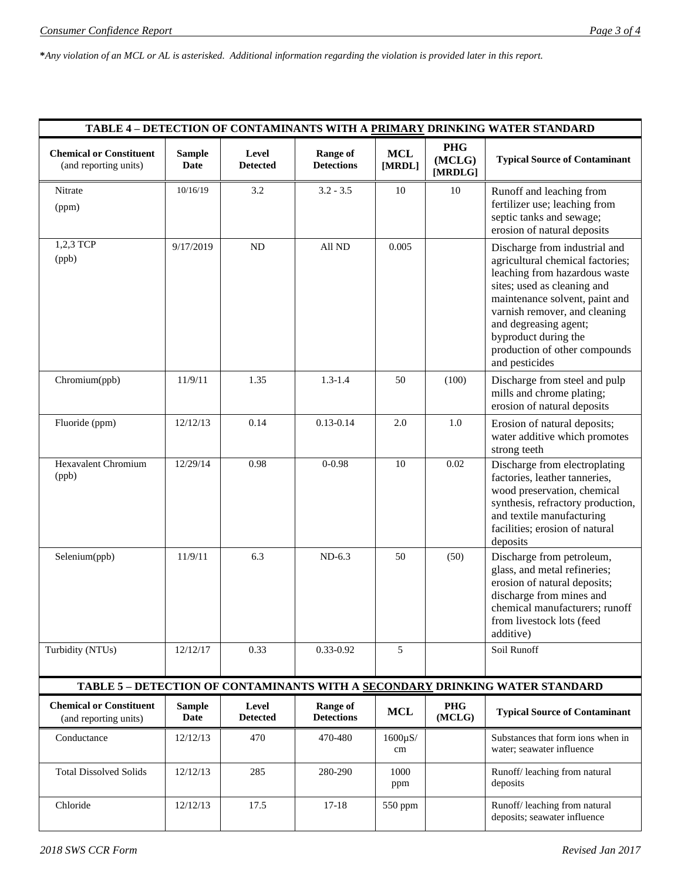***Any violation of an MCL or AL is asterisked. Additional information regarding the violation is provided later in this report.***

| TABLE 4 – DETECTION OF CONTAMINANTS WITH A PRIMARY DRINKING WATER STANDARD | | | | | | |
|---|---|---|---|---|---|---|
| **Chemical or Constituent** (and reporting units) | **Sample Date** | **Level Detected** | **Range of Detections** | **MCL [MRDL]** | **PHG (MCLG) [MRDLG]** | **Typical Source of Contaminant** |
| Nitrate (ppm) | 10/16/19 | 3.2 | 3.2 - 3.5 | 10 | 10 | Runoff and leaching from fertilizer use; leaching from septic tanks and sewage; erosion of natural deposits |
| 1,2,3 TCP (ppb) | 9/17/2019 | ND | All ND | 0.005 | | Discharge from industrial and agricultural chemical factories; leaching from hazardous waste sites; used as cleaning and maintenance solvent, paint and varnish remover, and cleaning and degreasing agent; byproduct during the production of other compounds and pesticides |
| Chromium(ppb) | 11/9/11 | 1.35 | 1.3-1.4 | 50 | (100) | Discharge from steel and pulp mills and chrome plating; erosion of natural deposits |
| Fluoride (ppm) | 12/12/13 | 0.14 | 0.13-0.14 | 2.0 | 1.0 | Erosion of natural deposits; water additive which promotes strong teeth |
| Hexavalent Chromium (ppb) | 12/29/14 | 0.98 | 0-0.98 | 10 | 0.02 | Discharge from electroplating factories, leather tanneries, wood preservation, chemical synthesis, refractory production, and textile manufacturing facilities; erosion of natural deposits |
| Selenium(ppb) | 11/9/11 | 6.3 | ND-6.3 | 50 | (50) | Discharge from petroleum, glass, and metal refineries; erosion of natural deposits; discharge from mines and chemical manufacturers; runoff from livestock lots (feed additive) |
| Turbidity (NTUs) | 12/12/17 | 0.33 | 0.33-0.92 | 5 | | Soil Runoff |

| TABLE 5 – DETECTION OF CONTAMINANTS WITH A SECONDARY DRINKING WATER STANDARD | | | | | | |
|---|---|---|---|---|---|---|
| **Chemical or Constituent** (and reporting units) | **Sample Date** | **Level Detected** | **Range of Detections** | **MCL** | **PHG (MCLG)** | **Typical Source of Contaminant** |
| Conductance | 12/12/13 | 470 | 470-480 | 1600μS/cm | | Substances that form ions when in water; seawater influence |
| Total Dissolved Solids | 12/12/13 | 285 | 280-290 | 1000 ppm | | Runoff/ leaching from natural deposits |
| Chloride | 12/12/13 | 17.5 | 17-18 | 550 ppm | | Runoff/ leaching from natural deposits; seawater influence |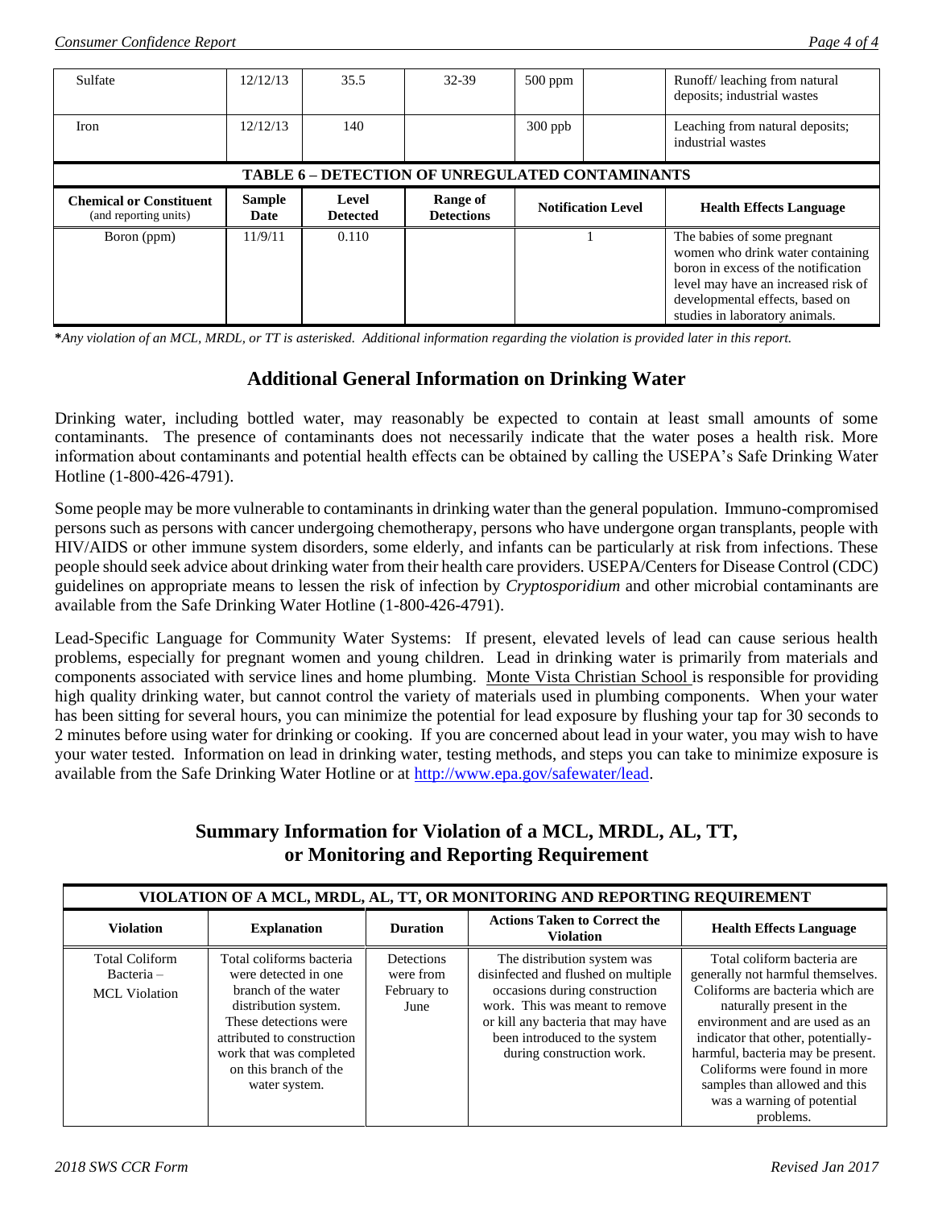| | | | | | | |
|---|---|---|---|---|---|---|
| Sulfate | 12/12/13 | 35.5 | 32-39 | 500 ppm | | Runoff/ leaching from natural deposits; industrial wastes |
| Iron | 12/12/13 | 140 | | 300 ppb | | Leaching from natural deposits; industrial wastes |

**TABLE 6 – DETECTION OF UNREGULATED CONTAMINANTS**

| Chemical or Constituent (and reporting units) | Sample Date | Level Detected | Range of Detections | Notification Level | Health Effects Language |
|---|---|---|---|---|---|
| Boron (ppm) | 11/9/11 | 0.110 | | 1 | The babies of some pregnant women who drink water containing boron in excess of the notification level may have an increased risk of developmental effects, based on studies in laboratory animals. |

***Any violation of an MCL, MRDL, or TT is asterisked. Additional information regarding the violation is provided later in this report.*

## Additional General Information on Drinking Water

Drinking water, including bottled water, may reasonably be expected to contain at least small amounts of some contaminants. The presence of contaminants does not necessarily indicate that the water poses a health risk. More information about contaminants and potential health effects can be obtained by calling the USEPA's Safe Drinking Water Hotline (1-800-426-4791).

Some people may be more vulnerable to contaminants in drinking water than the general population. Immuno-compromised persons such as persons with cancer undergoing chemotherapy, persons who have undergone organ transplants, people with HIV/AIDS or other immune system disorders, some elderly, and infants can be particularly at risk from infections. These people should seek advice about drinking water from their health care providers. USEPA/Centers for Disease Control (CDC) guidelines on appropriate means to lessen the risk of infection by *Cryptosporidium* and other microbial contaminants are available from the Safe Drinking Water Hotline (1-800-426-4791).

Lead-Specific Language for Community Water Systems: If present, elevated levels of lead can cause serious health problems, especially for pregnant women and young children. Lead in drinking water is primarily from materials and components associated with service lines and home plumbing. Monte Vista Christian School is responsible for providing high quality drinking water, but cannot control the variety of materials used in plumbing components. When your water has been sitting for several hours, you can minimize the potential for lead exposure by flushing your tap for 30 seconds to 2 minutes before using water for drinking or cooking. If you are concerned about lead in your water, you may wish to have your water tested. Information on lead in drinking water, testing methods, and steps you can take to minimize exposure is available from the Safe Drinking Water Hotline or at http://www.epa.gov/safewater/lead.

## Summary Information for Violation of a MCL, MRDL, AL, TT, or Monitoring and Reporting Requirement

**VIOLATION OF A MCL, MRDL, AL, TT, OR MONITORING AND REPORTING REQUIREMENT**

| Violation | Explanation | Duration | Actions Taken to Correct the Violation | Health Effects Language |
|---|---|---|---|---|
| Total Coliform Bacteria – MCL Violation | Total coliforms bacteria were detected in one branch of the water distribution system. These detections were attributed to construction work that was completed on this branch of the water system. | Detections were from February to June | The distribution system was disinfected and flushed on multiple occasions during construction work. This was meant to remove or kill any bacteria that may have been introduced to the system during construction work. | Total coliform bacteria are generally not harmful themselves. Coliforms are bacteria which are naturally present in the environment and are used as an indicator that other, potentially-harmful, bacteria may be present. Coliforms were found in more samples than allowed and this was a warning of potential problems. |